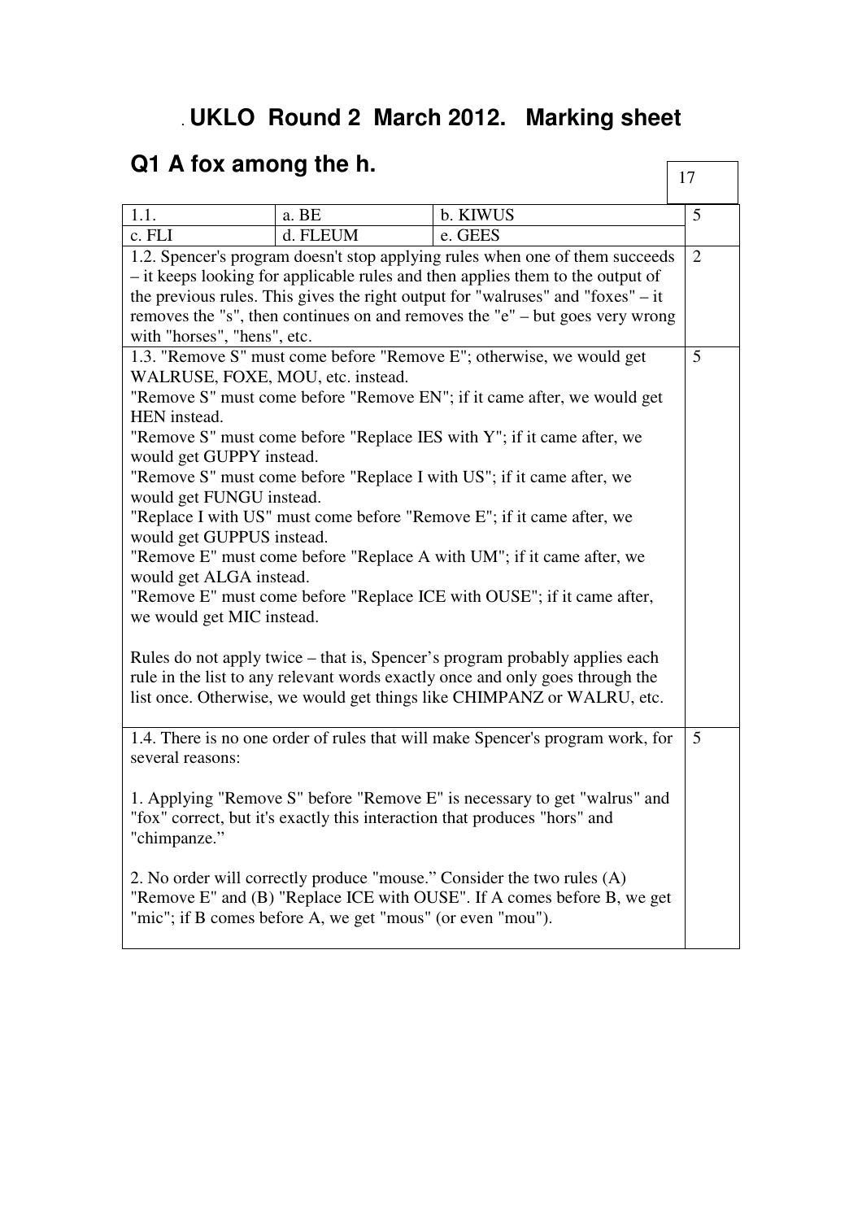# . UKLO Round 2 March 2012. Marking sheet

## Q1 A fox among the h.

17

| 1.1. | a. BE | b. KIWUS | 5 |
|---|---|---|---|
| c. FLI | d. FLEUM | e. GEES | |
| 1.2. Spencer's program doesn't stop applying rules when one of them succeeds – it keeps looking for applicable rules and then applies them to the output of the previous rules. This gives the right output for "walruses" and "foxes" – it removes the "s", then continues on and removes the "e" – but goes very wrong with "horses", "hens", etc. | | | 2 |
| 1.3. "Remove S" must come before "Remove E"; otherwise, we would get WALRUSE, FOXE, MOU, etc. instead.<br>"Remove S" must come before "Remove EN"; if it came after, we would get HEN instead.<br>"Remove S" must come before "Replace IES with Y"; if it came after, we would get GUPPY instead.<br>"Remove S" must come before "Replace I with US"; if it came after, we would get FUNGU instead.<br>"Replace I with US" must come before "Remove E"; if it came after, we would get GUPPUS instead.<br>"Remove E" must come before "Replace A with UM"; if it came after, we would get ALGA instead.<br>"Remove E" must come before "Replace ICE with OUSE"; if it came after, we would get MIC instead.<br><br>Rules do not apply twice – that is, Spencer's program probably applies each rule in the list to any relevant words exactly once and only goes through the list once. Otherwise, we would get things like CHIMPANZ or WALRU, etc. | | | 5 |
| 1.4. There is no one order of rules that will make Spencer's program work, for several reasons:<br><br>1. Applying "Remove S" before "Remove E" is necessary to get "walrus" and "fox" correct, but it's exactly this interaction that produces "hors" and "chimpanze."<br><br>2. No order will correctly produce "mouse." Consider the two rules (A) "Remove E" and (B) "Replace ICE with OUSE". If A comes before B, we get "mic"; if B comes before A, we get "mous" (or even "mou"). | | | 5 |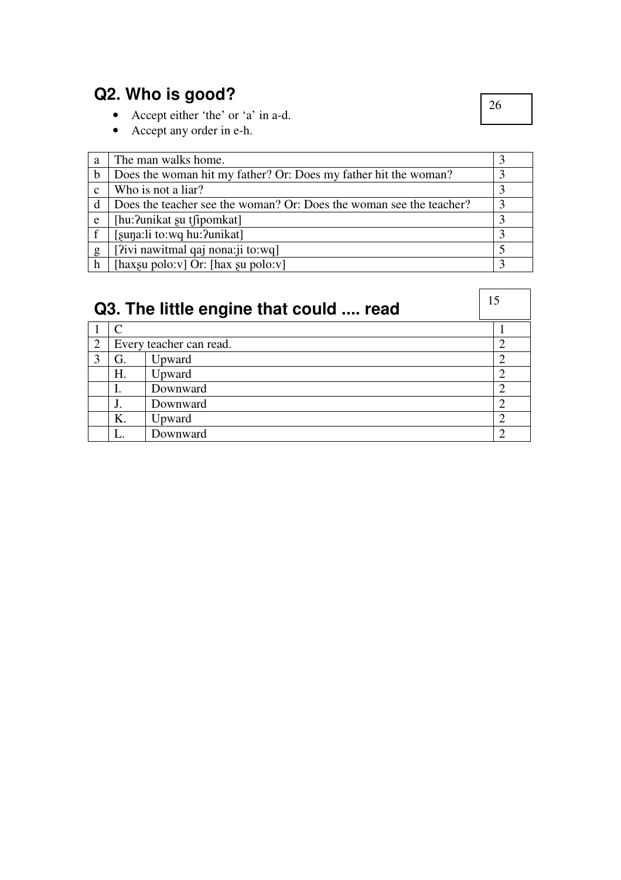## Q2. Who is good?

26

- Accept either 'the' or 'a' in a-d.
- Accept any order in e-h.

| | | |
|---|---|---|
| a | The man walks home. | 3 |
| b | Does the woman hit my father? Or: Does my father hit the woman? | 3 |
| c | Who is not a liar? | 3 |
| d | Does the teacher see the woman? Or: Does the woman see the teacher? | 3 |
| e | [huːʔunikat ʂu tʃipomkat] | 3 |
| f | [ʂuŋaːli toːwq huːʔunikat] | 3 |
| g | [ʔivi nawitmal qaj nonaːji toːwq] | 5 |
| h | [haxʂu poloːv] Or: [hax ʂu poloːv] | 3 |

## Q3. The little engine that could .... read

15

| | | | |
|---|---|---|---|
| 1 | C | | 1 |
| 2 | Every teacher can read. | | 2 |
| 3 | G. | Upward | 2 |
| | H. | Upward | 2 |
| | I. | Downward | 2 |
| | J. | Downward | 2 |
| | K. | Upward | 2 |
| | L. | Downward | 2 |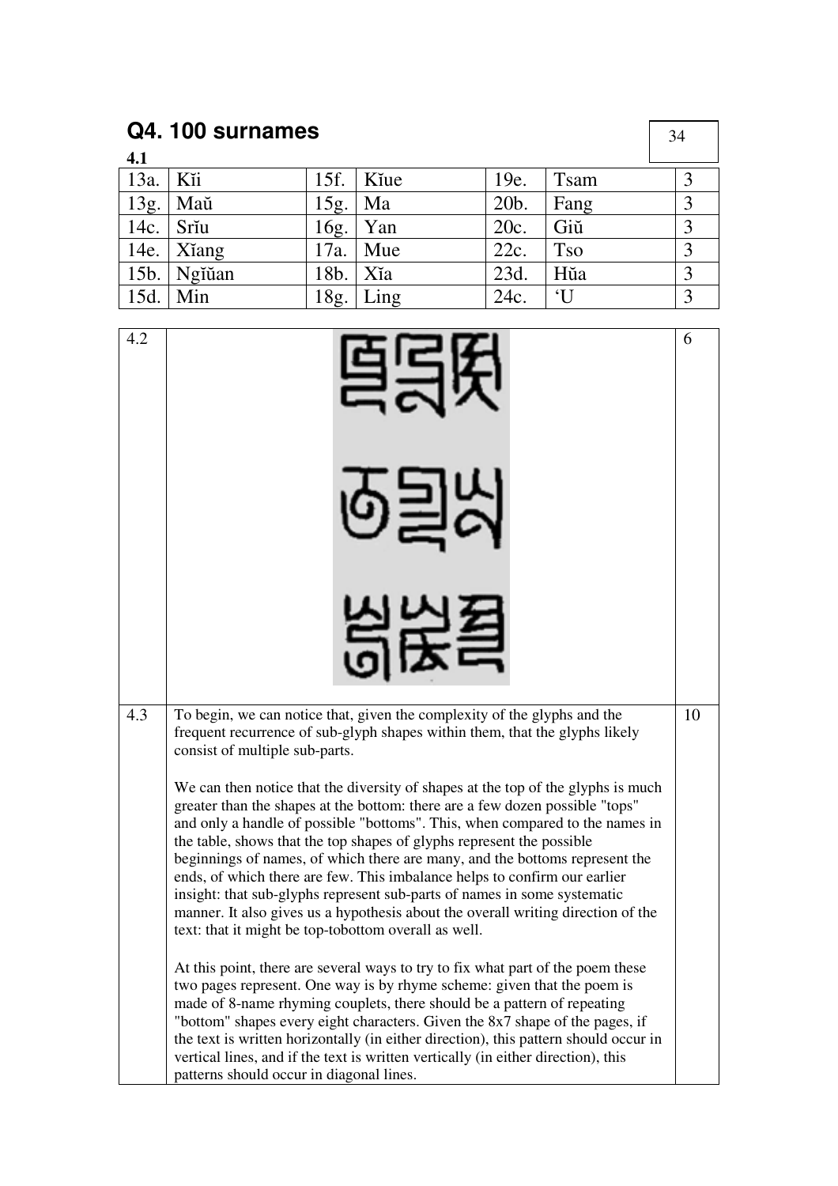## Q4. 100 surnames

34

**4.1**

| | | | | | | |
|---|---|---|---|---|---|---|
| 13a. | Kĭi | 15f. | Kĭue | 19e. | Tsam | 3 |
| 13g. | Maŭ | 15g. | Ma | 20b. | Fang | 3 |
| 14c. | Srĭu | 16g. | Yan | 20c. | Giŭ | 3 |
| 14e. | Xĭang | 17a. | Mue | 22c. | Tso | 3 |
| 15b. | Ngĭŭan | 18b. | Xĭa | 23d. | Hŭa | 3 |
| 15d. | Min | 18g. | Ling | 24c. | 'U | 3 |

| | | |
|---|---|---|
| 4.2 | | 6 |
| 4.3 | To begin, we can notice that, given the complexity of the glyphs and the frequent recurrence of sub-glyph shapes within them, that the glyphs likely consist of multiple sub-parts.<br><br>We can then notice that the diversity of shapes at the top of the glyphs is much greater than the shapes at the bottom: there are a few dozen possible "tops" and only a handle of possible "bottoms". This, when compared to the names in the table, shows that the top shapes of glyphs represent the possible beginnings of names, of which there are many, and the bottoms represent the ends, of which there are few. This imbalance helps to confirm our earlier insight: that sub-glyphs represent sub-parts of names in some systematic manner. It also gives us a hypothesis about the overall writing direction of the text: that it might be top-tobottom overall as well.<br><br>At this point, there are several ways to try to fix what part of the poem these two pages represent. One way is by rhyme scheme: given that the poem is made of 8-name rhyming couplets, there should be a pattern of repeating "bottom" shapes every eight characters. Given the 8x7 shape of the pages, if the text is written horizontally (in either direction), this pattern should occur in vertical lines, and if the text is written vertically (in either direction), this patterns should occur in diagonal lines. | 10 |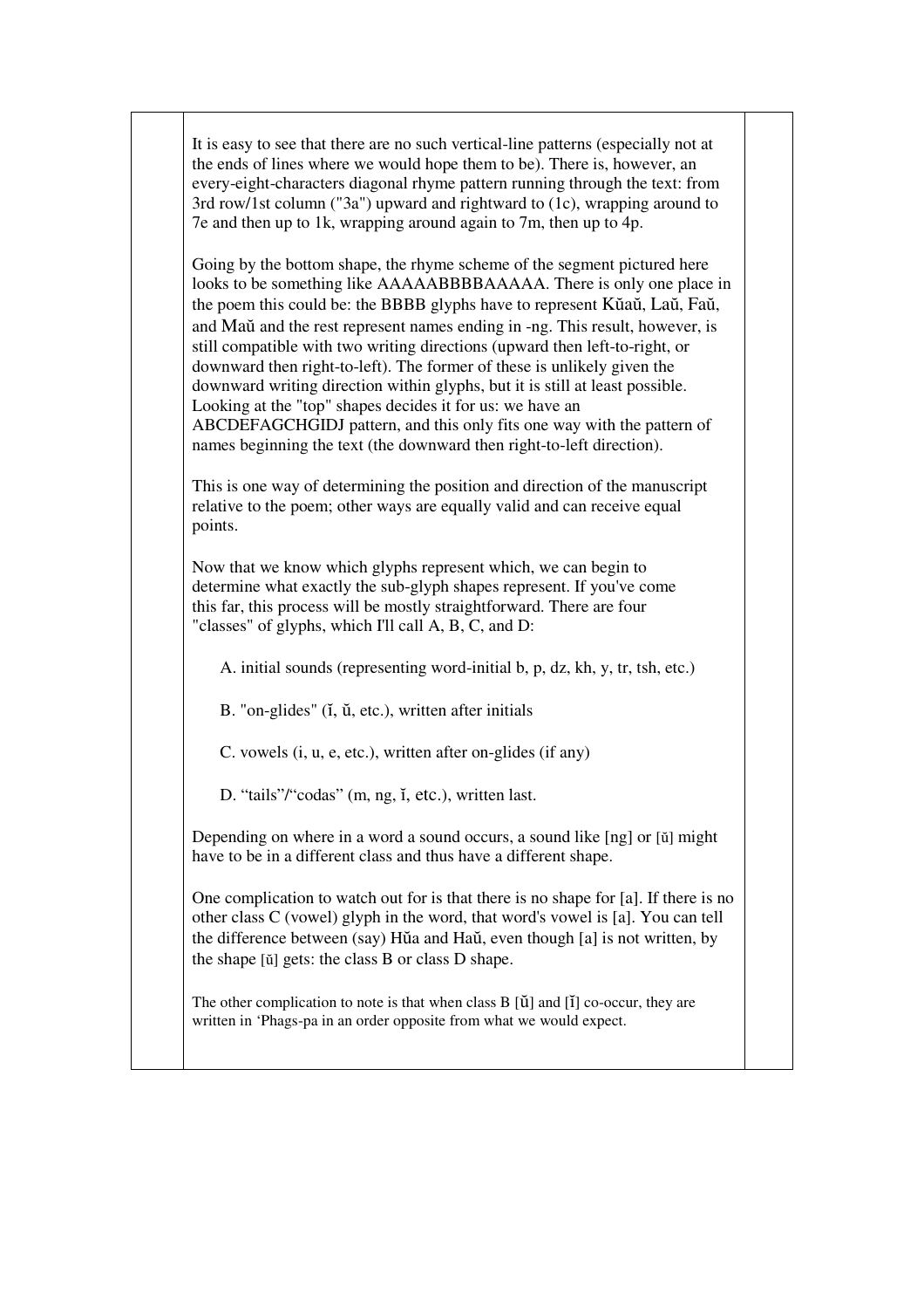It is easy to see that there are no such vertical-line patterns (especially not at the ends of lines where we would hope them to be). There is, however, an every-eight-characters diagonal rhyme pattern running through the text: from 3rd row/1st column ("3a") upward and rightward to (1c), wrapping around to 7e and then up to 1k, wrapping around again to 7m, then up to 4p.

Going by the bottom shape, the rhyme scheme of the segment pictured here looks to be something like AAAAABBBBAAAAA. There is only one place in the poem this could be: the BBBB glyphs have to represent Kŭaŭ, Laŭ, Faŭ, and Maŭ and the rest represent names ending in -ng. This result, however, is still compatible with two writing directions (upward then left-to-right, or downward then right-to-left). The former of these is unlikely given the downward writing direction within glyphs, but it is still at least possible. Looking at the "top" shapes decides it for us: we have an ABCDEFAGCHGIDJ pattern, and this only fits one way with the pattern of names beginning the text (the downward then right-to-left direction).

This is one way of determining the position and direction of the manuscript relative to the poem; other ways are equally valid and can receive equal points.

Now that we know which glyphs represent which, we can begin to determine what exactly the sub-glyph shapes represent. If you've come this far, this process will be mostly straightforward. There are four "classes" of glyphs, which I'll call A, B, C, and D:

A. initial sounds (representing word-initial b, p, dz, kh, y, tr, tsh, etc.)

B. "on-glides" (ĭ, ŭ, etc.), written after initials

C. vowels (i, u, e, etc.), written after on-glides (if any)

D. "tails"/"codas" (m, ng, ĭ, etc.), written last.

Depending on where in a word a sound occurs, a sound like [ng] or [ŭ] might have to be in a different class and thus have a different shape.

One complication to watch out for is that there is no shape for [a]. If there is no other class C (vowel) glyph in the word, that word's vowel is [a]. You can tell the difference between (say) Hŭa and Haŭ, even though [a] is not written, by the shape [ŭ] gets: the class B or class D shape.

The other complication to note is that when class B [ŭ] and [ĭ] co-occur, they are written in 'Phags-pa in an order opposite from what we would expect.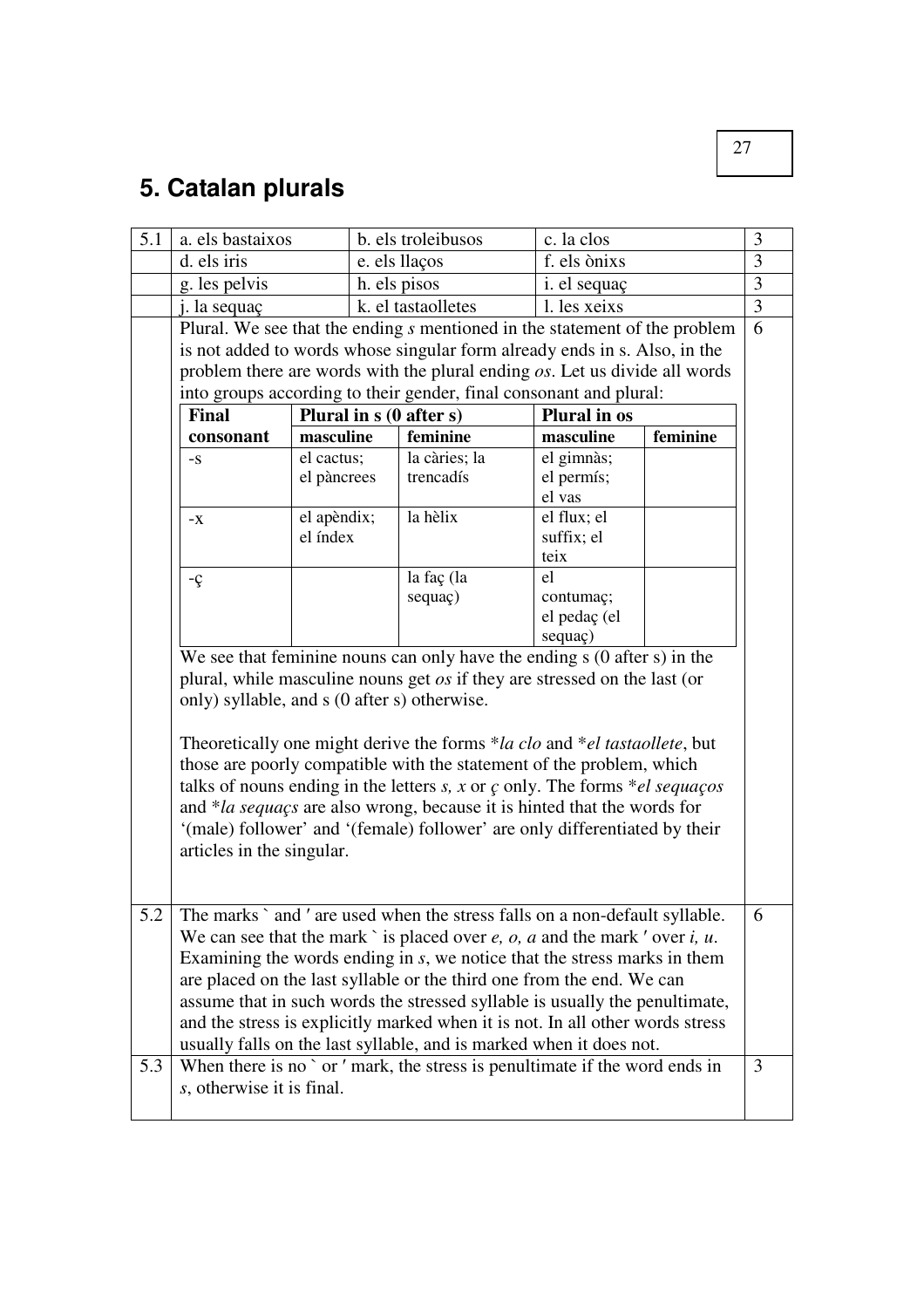## 5. Catalan plurals

| | | | | |
|---|---|---|---|---|
| 5.1 | a. els bastaixos | b. els troleibusos | c. la clos | 3 |
| | d. els iris | e. els llaços | f. els ònixs | 3 |
| | g. les pelvis | h. els pisos | i. el sequaç | 3 |
| | j. la sequaç | k. el tastaolletes | l. les xeixs | 3 |
| | Plural. We see that the ending *s* mentioned in the statement of the problem is not added to words whose singular form already ends in s. Also, in the problem there are words with the plural ending *os*. Let us divide all words into groups according to their gender, final consonant and plural: | | | 6 |

| Final consonant | Plural in s (0 after s) | | Plural in os | |
|---|---|---|---|---|
| | masculine | feminine | masculine | feminine |
| -s | el cactus; el pàncrees | la càries; la trencadís | el gimnàs; el permís; el vas | |
| -x | el apèndix; el índex | la hèlix | el flux; el suffix; el teix | |
| -ç | | la faç (la sequaç) | el contumaç; el pedaç (el sequaç) | |

We see that feminine nouns can only have the ending s (0 after s) in the plural, while masculine nouns get *os* if they are stressed on the last (or only) syllable, and s (0 after s) otherwise.

Theoretically one might derive the forms \**la clo* and \**el tastaollete*, but those are poorly compatible with the statement of the problem, which talks of nouns ending in the letters *s, x* or *ç* only. The forms \**el sequaços* and \**la sequaçs* are also wrong, because it is hinted that the words for '(male) follower' and '(female) follower' are only differentiated by their articles in the singular.

| | | |
|---|---|---|
| 5.2 | The marks ` and ′ are used when the stress falls on a non-default syllable. We can see that the mark ` is placed over *e, o, a* and the mark ′ over *i, u*. Examining the words ending in *s*, we notice that the stress marks in them are placed on the last syllable or the third one from the end. We can assume that in such words the stressed syllable is usually the penultimate, and the stress is explicitly marked when it is not. In all other words stress usually falls on the last syllable, and is marked when it does not. | 6 |
| 5.3 | When there is no ` or ′ mark, the stress is penultimate if the word ends in *s*, otherwise it is final. | 3 |